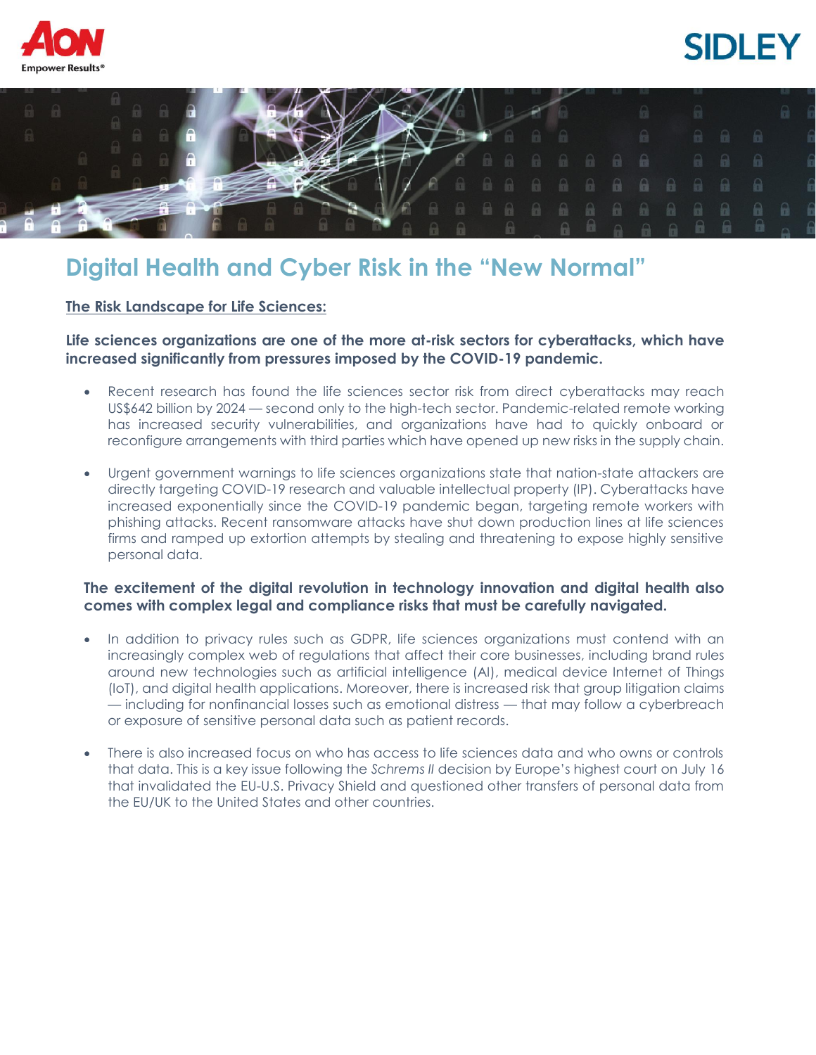# Digital Health and Cyber Risk in the "New Normal"

## The Risk Landscape for Life Sciences:

**Life sciences organizations are one of the more at-risk sectors for cyberattacks, which have increased significantly from pressures imposed by the COVID-19 pandemic.**

- Recent research has found the life sciences sector risk from direct cyberattacks may reach US$642 billion by 2024 — second only to the high-tech sector. Pandemic-related remote working has increased security vulnerabilities, and organizations have had to quickly onboard or reconfigure arrangements with third parties which have opened up new risks in the supply chain.

- Urgent government warnings to life sciences organizations state that nation-state attackers are directly targeting COVID-19 research and valuable intellectual property (IP). Cyberattacks have increased exponentially since the COVID-19 pandemic began, targeting remote workers with phishing attacks. Recent ransomware attacks have shut down production lines at life sciences firms and ramped up extortion attempts by stealing and threatening to expose highly sensitive personal data.

**The excitement of the digital revolution in technology innovation and digital health also comes with complex legal and compliance risks that must be carefully navigated.**

- In addition to privacy rules such as GDPR, life sciences organizations must contend with an increasingly complex web of regulations that affect their core businesses, including brand rules around new technologies such as artificial intelligence (AI), medical device Internet of Things (IoT), and digital health applications. Moreover, there is increased risk that group litigation claims — including for nonfinancial losses such as emotional distress — that may follow a cyberbreach or exposure of sensitive personal data such as patient records.

- There is also increased focus on who has access to life sciences data and who owns or controls that data. This is a key issue following the *Schrems II* decision by Europe's highest court on July 16 that invalidated the EU-U.S. Privacy Shield and questioned other transfers of personal data from the EU/UK to the United States and other countries.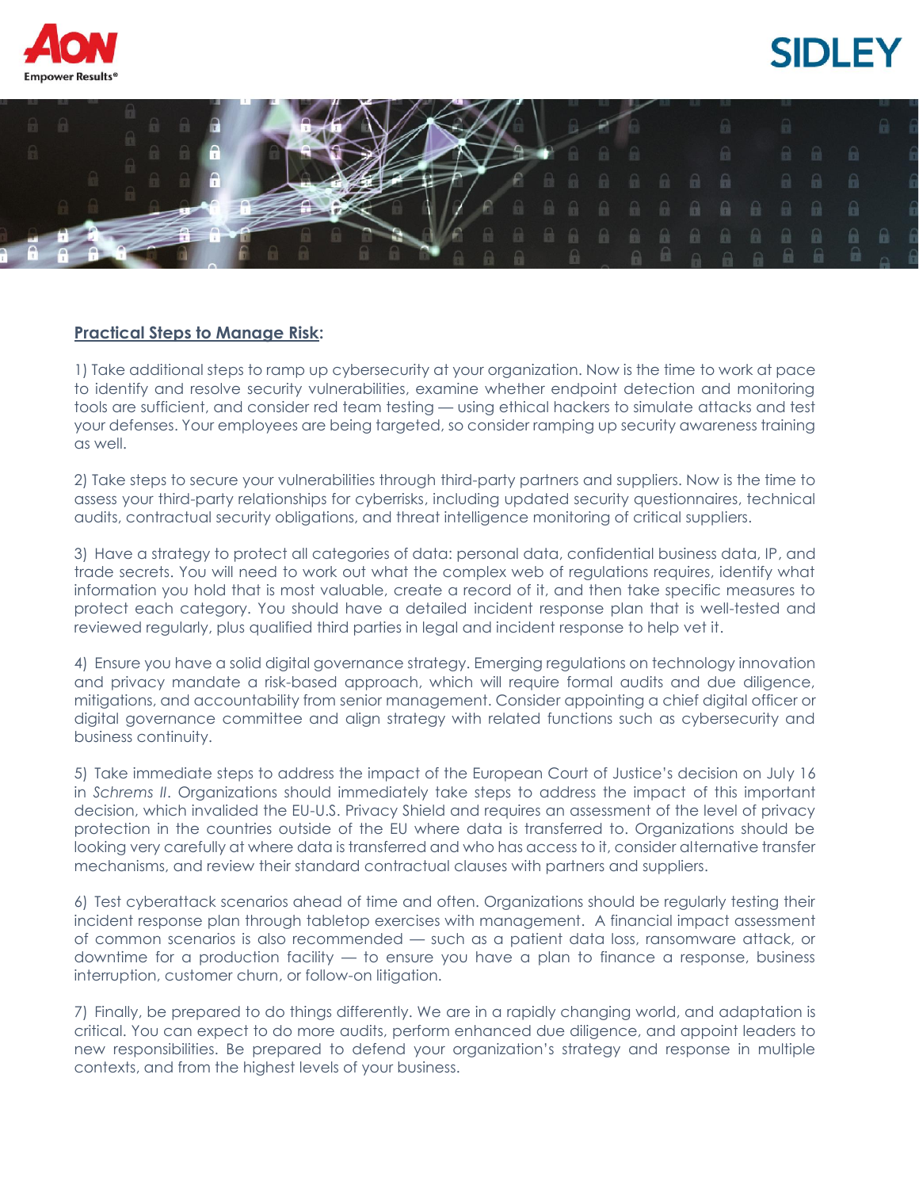**<u>Practical Steps to Manage Risk</u>:**

1) Take additional steps to ramp up cybersecurity at your organization. Now is the time to work at pace to identify and resolve security vulnerabilities, examine whether endpoint detection and monitoring tools are sufficient, and consider red team testing — using ethical hackers to simulate attacks and test your defenses. Your employees are being targeted, so consider ramping up security awareness training as well.

2) Take steps to secure your vulnerabilities through third-party partners and suppliers. Now is the time to assess your third-party relationships for cyberrisks, including updated security questionnaires, technical audits, contractual security obligations, and threat intelligence monitoring of critical suppliers.

3) Have a strategy to protect all categories of data: personal data, confidential business data, IP, and trade secrets. You will need to work out what the complex web of regulations requires, identify what information you hold that is most valuable, create a record of it, and then take specific measures to protect each category. You should have a detailed incident response plan that is well-tested and reviewed regularly, plus qualified third parties in legal and incident response to help vet it.

4) Ensure you have a solid digital governance strategy. Emerging regulations on technology innovation and privacy mandate a risk-based approach, which will require formal audits and due diligence, mitigations, and accountability from senior management. Consider appointing a chief digital officer or digital governance committee and align strategy with related functions such as cybersecurity and business continuity.

5) Take immediate steps to address the impact of the European Court of Justice's decision on July 16 in *Schrems II*. Organizations should immediately take steps to address the impact of this important decision, which invalided the EU-U.S. Privacy Shield and requires an assessment of the level of privacy protection in the countries outside of the EU where data is transferred to. Organizations should be looking very carefully at where data is transferred and who has access to it, consider alternative transfer mechanisms, and review their standard contractual clauses with partners and suppliers.

6) Test cyberattack scenarios ahead of time and often. Organizations should be regularly testing their incident response plan through tabletop exercises with management. A financial impact assessment of common scenarios is also recommended — such as a patient data loss, ransomware attack, or downtime for a production facility — to ensure you have a plan to finance a response, business interruption, customer churn, or follow-on litigation.

7) Finally, be prepared to do things differently. We are in a rapidly changing world, and adaptation is critical. You can expect to do more audits, perform enhanced due diligence, and appoint leaders to new responsibilities. Be prepared to defend your organization's strategy and response in multiple contexts, and from the highest levels of your business.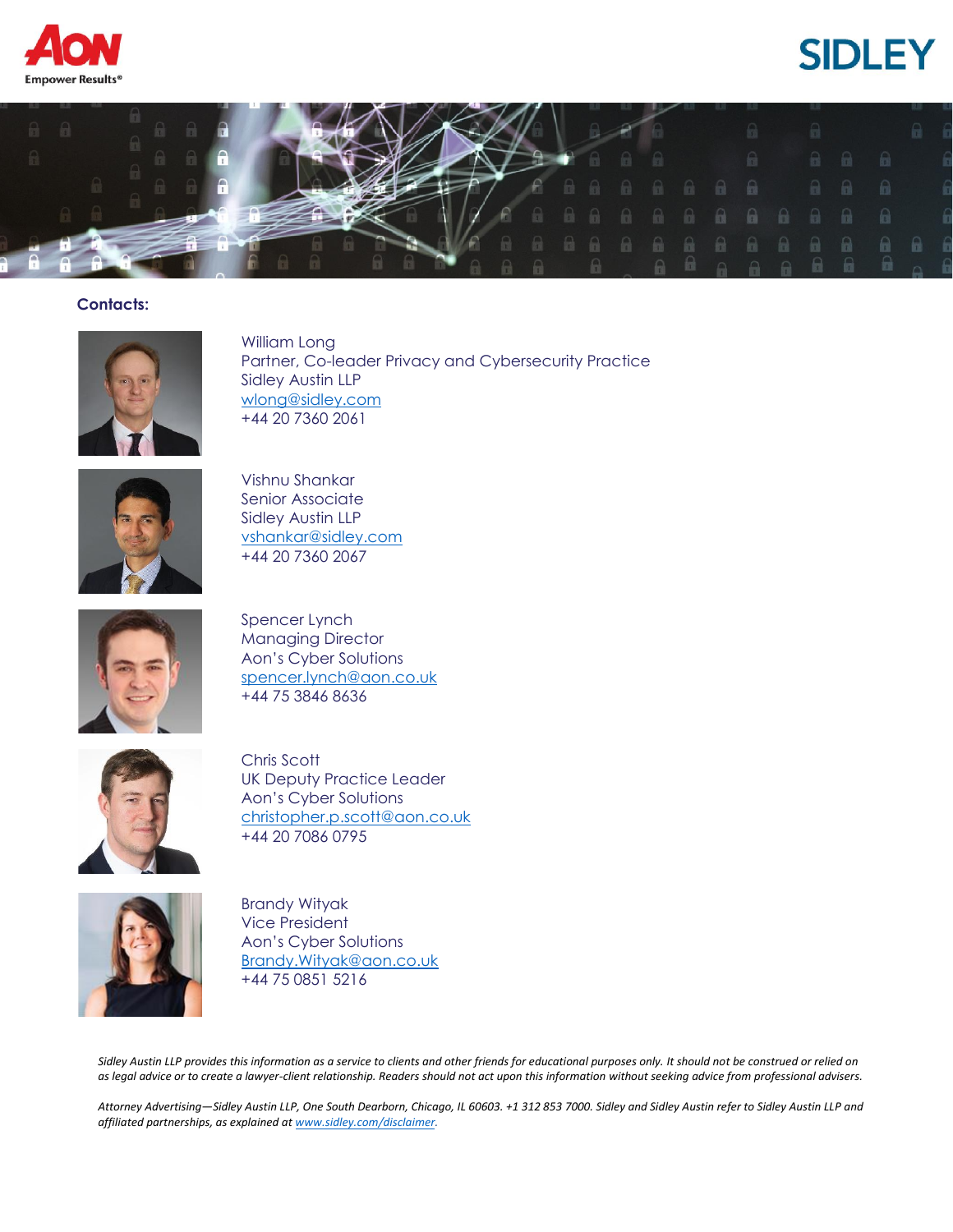**Contacts:**

William Long
Partner, Co-leader Privacy and Cybersecurity Practice
Sidley Austin LLP
[wlong@sidley.com](mailto:wlong@sidley.com)
+44 20 7360 2061

Vishnu Shankar
Senior Associate
Sidley Austin LLP
[vshankar@sidley.com](mailto:vshankar@sidley.com)
+44 20 7360 2067

Spencer Lynch
Managing Director
Aon's Cyber Solutions
[spencer.lynch@aon.co.uk](mailto:spencer.lynch@aon.co.uk)
+44 75 3846 8636

Chris Scott
UK Deputy Practice Leader
Aon's Cyber Solutions
[christopher.p.scott@aon.co.uk](mailto:christopher.p.scott@aon.co.uk)
+44 20 7086 0795

Brandy Wityak
Vice President
Aon's Cyber Solutions
[Brandy.Wityak@aon.co.uk](mailto:Brandy.Wityak@aon.co.uk)
+44 75 0851 5216

*Sidley Austin LLP provides this information as a service to clients and other friends for educational purposes only. It should not be construed or relied on as legal advice or to create a lawyer-client relationship. Readers should not act upon this information without seeking advice from professional advisers.*

*Attorney Advertising—Sidley Austin LLP, One South Dearborn, Chicago, IL 60603. +1 312 853 7000. Sidley and Sidley Austin refer to Sidley Austin LLP and affiliated partnerships, as explained at [www.sidley.com/disclaimer](http://www.sidley.com/disclaimer).*